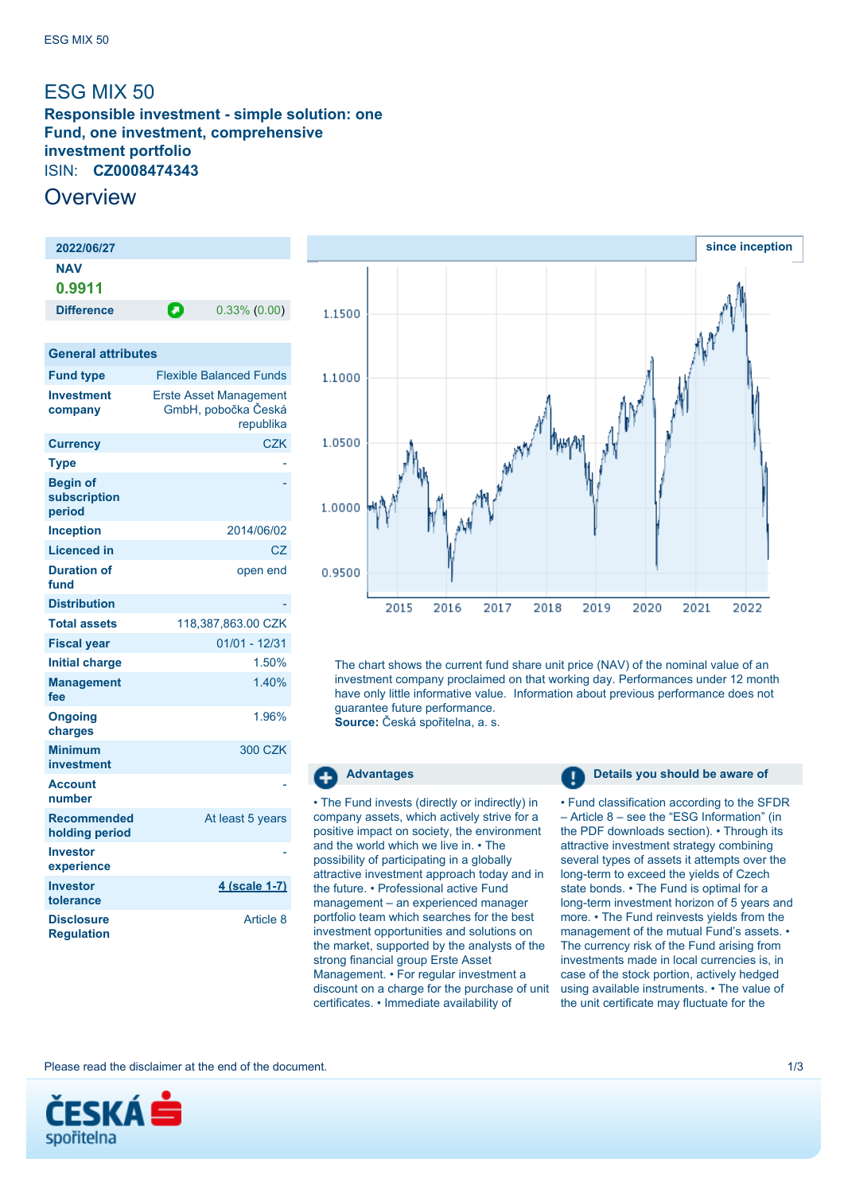# ESG MIX 50

**Responsible investment - simple solution: one Fund, one investment, comprehensive investment portfolio**

ISIN: **CZ0008474343**

## Overview

| 2022/06/27 | |
|---|---|
| NAV | |
| 0.9911 | |
| Difference | 0.33% (0.00) |

| General attributes | |
|---|---|
| Fund type | Flexible Balanced Funds |
| Investment company | Erste Asset Management GmbH, pobočka Česká republika |
| Currency | CZK |
| Type | - |
| Begin of subscription period | - |
| Inception | 2014/06/02 |
| Licenced in | CZ |
| Duration of fund | open end |
| Distribution | - |
| Total assets | 118,387,863.00 CZK |
| Fiscal year | 01/01 - 12/31 |
| Initial charge | 1.50% |
| Management fee | 1.40% |
| Ongoing charges | 1.96% |
| Minimum investment | 300 CZK |
| Account number | - |
| Recommended holding period | At least 5 years |
| Investor experience | - |
| Investor tolerance | 4 (scale 1-7) |
| Disclosure Regulation | Article 8 |

since inception

The chart shows the current fund share unit price (NAV) of the nominal value of an investment company proclaimed on that working day. Performances under 12 month have only little informative value. Information about previous performance does not guarantee future performance.
**Source:** Česká spořitelna, a. s.

### Advantages

• The Fund invests (directly or indirectly) in company assets, which actively strive for a positive impact on society, the environment and the world which we live in. • The possibility of participating in a globally attractive investment approach today and in the future. • Professional active Fund management – an experienced manager portfolio team which searches for the best investment opportunities and solutions on the market, supported by the analysts of the strong financial group Erste Asset Management. • For regular investment a discount on a charge for the purchase of unit certificates. • Immediate availability of

### Details you should be aware of

• Fund classification according to the SFDR – Article 8 – see the "ESG Information" (in the PDF downloads section). • Through its attractive investment strategy combining several types of assets it attempts over the long-term to exceed the yields of Czech state bonds. • The Fund is optimal for a long-term investment horizon of 5 years and more. • The Fund reinvests yields from the management of the mutual Fund's assets. • The currency risk of the Fund arising from investments made in local currencies is, in case of the stock portion, actively hedged using available instruments. • The value of the unit certificate may fluctuate for the

Please read the disclaimer at the end of the document.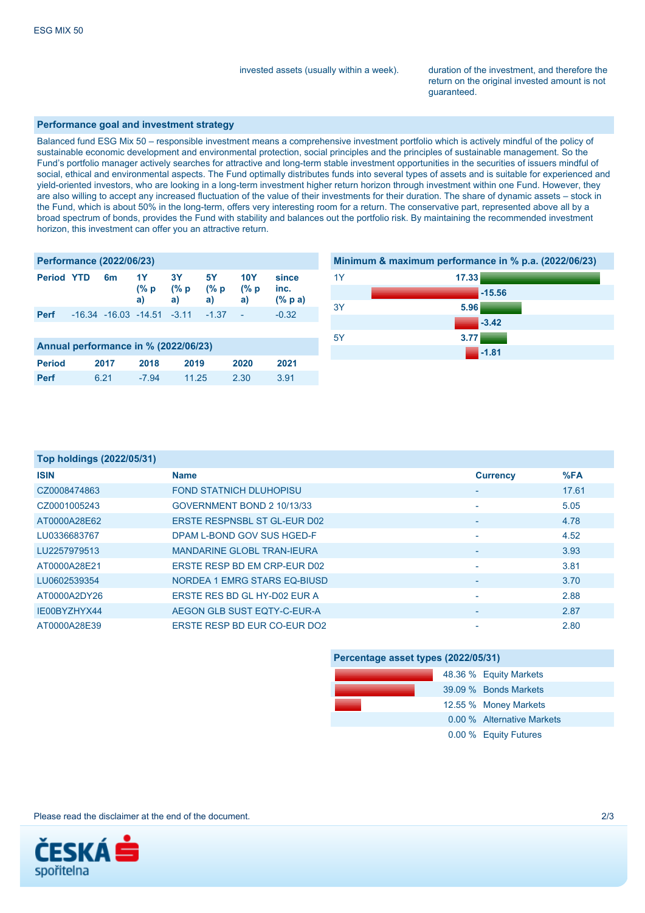invested assets (usually within a week).

duration of the investment, and therefore the return on the original invested amount is not guaranteed.

## Performance goal and investment strategy

Balanced fund ESG Mix 50 – responsible investment means a comprehensive investment portfolio which is actively mindful of the policy of sustainable economic development and environmental protection, social principles and the principles of sustainable management. So the Fund's portfolio manager actively searches for attractive and long-term stable investment opportunities in the securities of issuers mindful of social, ethical and environmental aspects. The Fund optimally distributes funds into several types of assets and is suitable for experienced and yield-oriented investors, who are looking in a long-term investment higher return horizon through investment within one Fund. However, they are also willing to accept any increased fluctuation of the value of their investments for their duration. The share of dynamic assets – stock in the Fund, which is about 50% in the long-term, offers very interesting room for a return. The conservative part, represented above all by a broad spectrum of bonds, provides the Fund with stability and balances out the portfolio risk. By maintaining the recommended investment horizon, this investment can offer you an attractive return.

## Performance (2022/06/23)

| Period | YTD | 6m | 1Y (% p a) | 3Y (% p a) | 5Y (% p a) | 10Y (% p a) | since inc. (% p a) |
|---|---|---|---|---|---|---|---|
| Perf | -16.34 | -16.03 | -14.51 | -3.11 | -1.37 | - | -0.32 |

## Minimum & maximum performance in % p.a. (2022/06/23)

| Period | Maximum | Minimum |
|---|---|---|
| 1Y | 17.33 | -15.56 |
| 3Y | 5.96 | -3.42 |
| 5Y | 3.77 | -1.81 |

## Annual performance in % (2022/06/23)

| Period | 2017 | 2018 | 2019 | 2020 | 2021 |
|---|---|---|---|---|---|
| Perf | 6.21 | -7.94 | 11.25 | 2.30 | 3.91 |

## Top holdings (2022/05/31)

| ISIN | Name | Currency | %FA |
|---|---|---|---|
| CZ0008474863 | FOND STATNICH DLUHOPISU | - | 17.61 |
| CZ0001005243 | GOVERNMENT BOND 2 10/13/33 | - | 5.05 |
| AT0000A28E62 | ERSTE RESPNSBL ST GL-EUR D02 | - | 4.78 |
| LU0336683767 | DPAM L-BOND GOV SUS HGED-F | - | 4.52 |
| LU2257979513 | MANDARINE GLOBL TRAN-IEURA | - | 3.93 |
| AT0000A28E21 | ERSTE RESP BD EM CRP-EUR D02 | - | 3.81 |
| LU0602539354 | NORDEA 1 EMRG STARS EQ-BIUSD | - | 3.70 |
| AT0000A2DY26 | ERSTE RES BD GL HY-D02 EUR A | - | 2.88 |
| IE00BYZHYX44 | AEGON GLB SUST EQTY-C-EUR-A | - | 2.87 |
| AT0000A28E39 | ERSTE RESP BD EUR CO-EUR DO2 | - | 2.80 |

## Percentage asset types (2022/05/31)

| % | Asset type |
|---|---|
| 48.36 % | Equity Markets |
| 39.09 % | Bonds Markets |
| 12.55 % | Money Markets |
| 0.00 % | Alternative Markets |
| 0.00 % | Equity Futures |

Please read the disclaimer at the end of the document.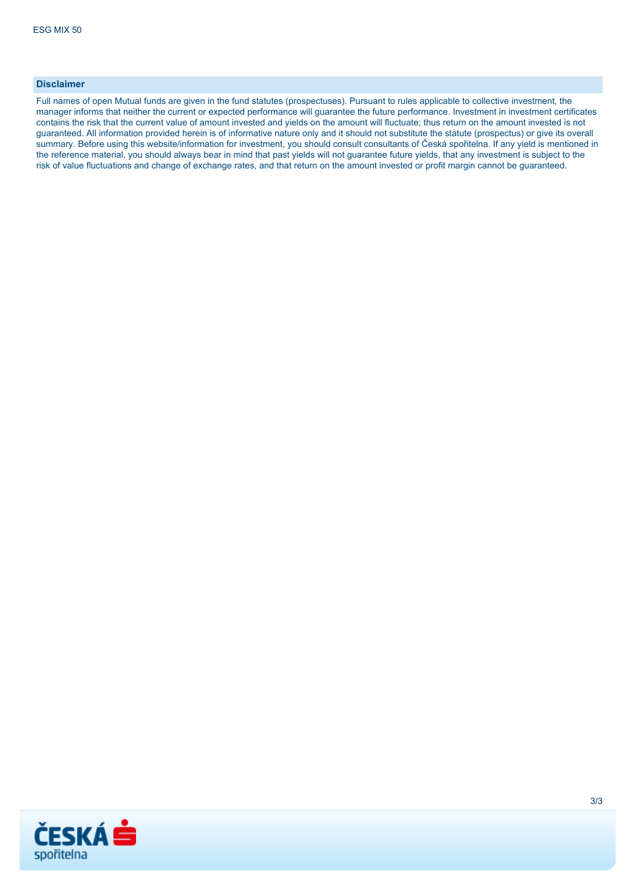## Disclaimer

Full names of open Mutual funds are given in the fund statutes (prospectuses). Pursuant to rules applicable to collective investment, the manager informs that neither the current or expected performance will guarantee the future performance. Investment in investment certificates contains the risk that the current value of amount invested and yields on the amount will fluctuate; thus return on the amount invested is not guaranteed. All information provided herein is of informative nature only and it should not substitute the statute (prospectus) or give its overall summary. Before using this website/information for investment, you should consult consultants of Česká spořitelna. If any yield is mentioned in the reference material, you should always bear in mind that past yields will not guarantee future yields, that any investment is subject to the risk of value fluctuations and change of exchange rates, and that return on the amount invested or profit margin cannot be guaranteed.